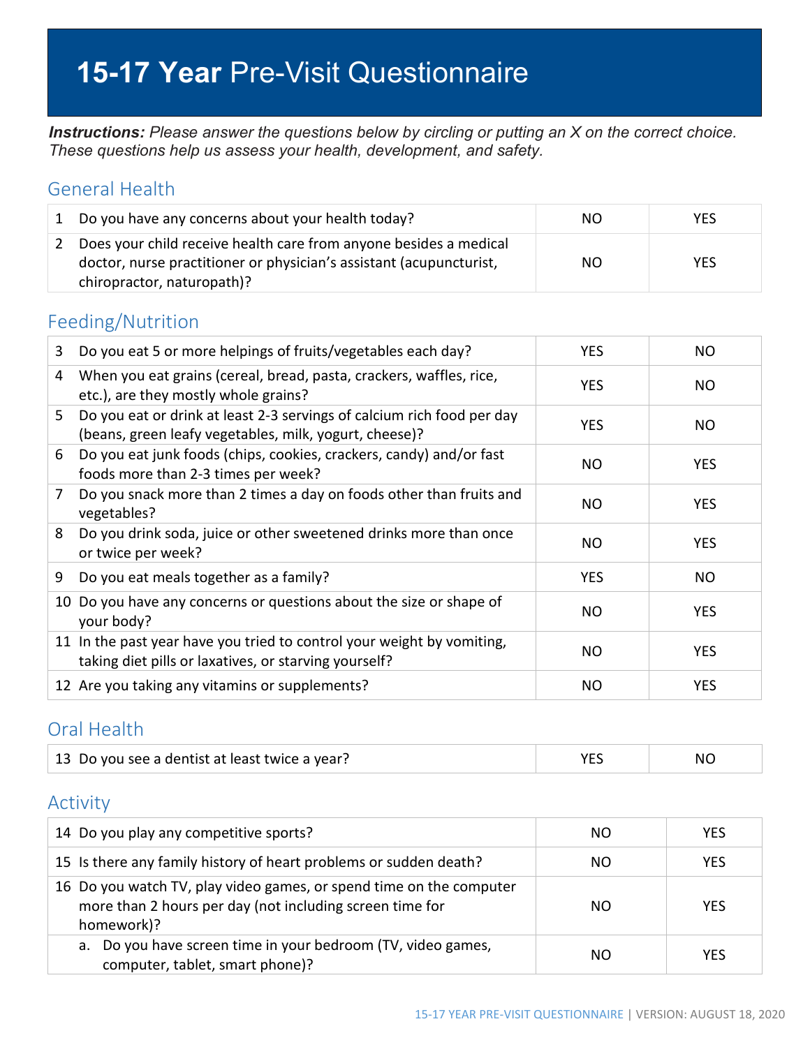# **15-17 Year** Pre-Visit Questionnaire

***Instructions:*** *Please answer the questions below by circling or putting an X on the correct choice. These questions help us assess your health, development, and safety.*

## General Health

| | | | |
|---|---|---|---|
| 1 | Do you have any concerns about your health today? | NO | YES |
| 2 | Does your child receive health care from anyone besides a medical doctor, nurse practitioner or physician's assistant (acupuncturist, chiropractor, naturopath)? | NO | YES |

## Feeding/Nutrition

| | | | |
|---|---|---|---|
| 3 | Do you eat 5 or more helpings of fruits/vegetables each day? | YES | NO |
| 4 | When you eat grains (cereal, bread, pasta, crackers, waffles, rice, etc.), are they mostly whole grains? | YES | NO |
| 5 | Do you eat or drink at least 2-3 servings of calcium rich food per day (beans, green leafy vegetables, milk, yogurt, cheese)? | YES | NO |
| 6 | Do you eat junk foods (chips, cookies, crackers, candy) and/or fast foods more than 2-3 times per week? | NO | YES |
| 7 | Do you snack more than 2 times a day on foods other than fruits and vegetables? | NO | YES |
| 8 | Do you drink soda, juice or other sweetened drinks more than once or twice per week? | NO | YES |
| 9 | Do you eat meals together as a family? | YES | NO |
| 10 | Do you have any concerns or questions about the size or shape of your body? | NO | YES |
| 11 | In the past year have you tried to control your weight by vomiting, taking diet pills or laxatives, or starving yourself? | NO | YES |
| 12 | Are you taking any vitamins or supplements? | NO | YES |

## Oral Health

| | | | |
|---|---|---|---|
| 13 | Do you see a dentist at least twice a year? | YES | NO |

## Activity

| | | | |
|---|---|---|---|
| 14 | Do you play any competitive sports? | NO | YES |
| 15 | Is there any family history of heart problems or sudden death? | NO | YES |
| 16 | Do you watch TV, play video games, or spend time on the computer more than 2 hours per day (not including screen time for homework)? | NO | YES |
| | a. Do you have screen time in your bedroom (TV, video games, computer, tablet, smart phone)? | NO | YES |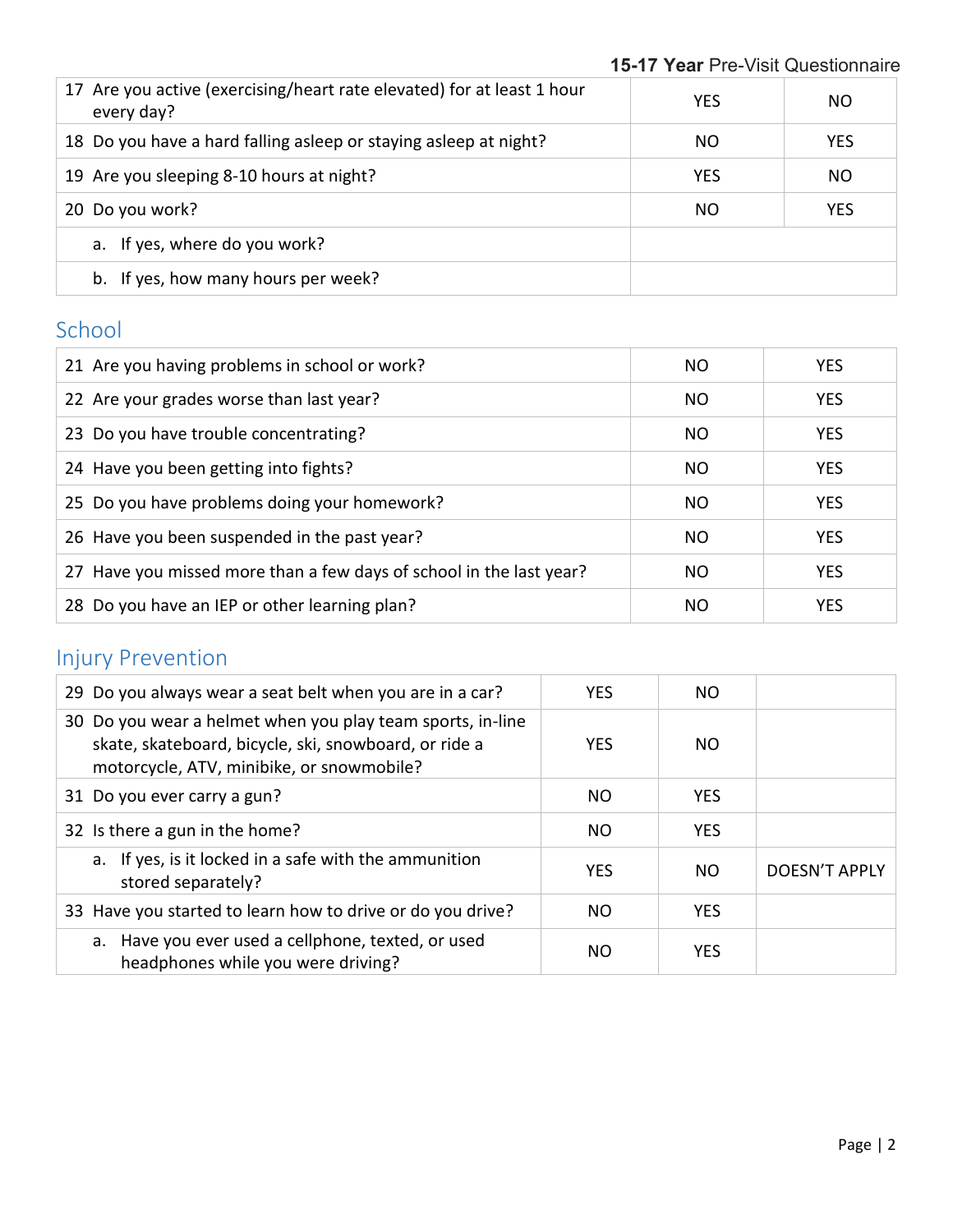| | | |
|---|---|---|
| 17 Are you active (exercising/heart rate elevated) for at least 1 hour every day? | YES | NO |
| 18 Do you have a hard falling asleep or staying asleep at night? | NO | YES |
| 19 Are you sleeping 8-10 hours at night? | YES | NO |
| 20 Do you work? | NO | YES |
| a. If yes, where do you work? | | |
| b. If yes, how many hours per week? | | |

## School

| | | |
|---|---|---|
| 21 Are you having problems in school or work? | NO | YES |
| 22 Are your grades worse than last year? | NO | YES |
| 23 Do you have trouble concentrating? | NO | YES |
| 24 Have you been getting into fights? | NO | YES |
| 25 Do you have problems doing your homework? | NO | YES |
| 26 Have you been suspended in the past year? | NO | YES |
| 27 Have you missed more than a few days of school in the last year? | NO | YES |
| 28 Do you have an IEP or other learning plan? | NO | YES |

## Injury Prevention

| | | | |
|---|---|---|---|
| 29 Do you always wear a seat belt when you are in a car? | YES | NO | |
| 30 Do you wear a helmet when you play team sports, in-line skate, skateboard, bicycle, ski, snowboard, or ride a motorcycle, ATV, minibike, or snowmobile? | YES | NO | |
| 31 Do you ever carry a gun? | NO | YES | |
| 32 Is there a gun in the home? | NO | YES | |
| a. If yes, is it locked in a safe with the ammunition stored separately? | YES | NO | DOESN'T APPLY |
| 33 Have you started to learn how to drive or do you drive? | NO | YES | |
| a. Have you ever used a cellphone, texted, or used headphones while you were driving? | NO | YES | |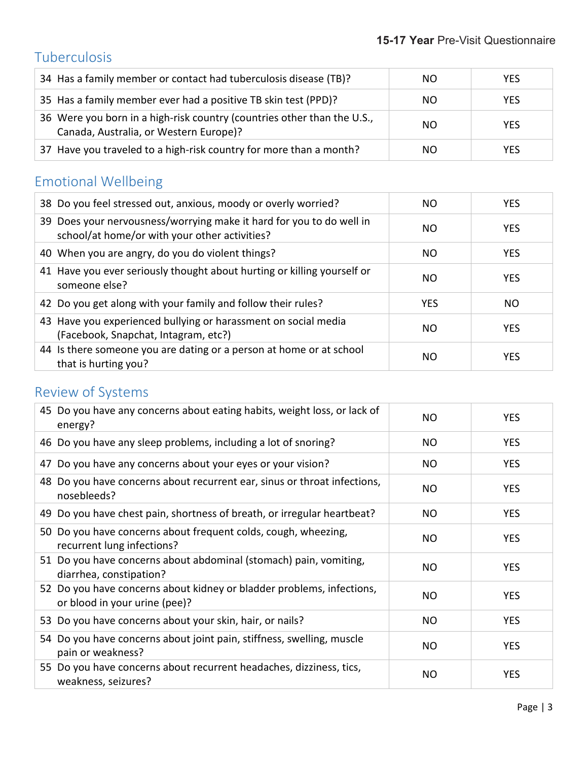## Tuberculosis

| | | |
|---|---|---|
| 34 Has a family member or contact had tuberculosis disease (TB)? | NO | YES |
| 35 Has a family member ever had a positive TB skin test (PPD)? | NO | YES |
| 36 Were you born in a high-risk country (countries other than the U.S., Canada, Australia, or Western Europe)? | NO | YES |
| 37 Have you traveled to a high-risk country for more than a month? | NO | YES |

## Emotional Wellbeing

| | | |
|---|---|---|
| 38 Do you feel stressed out, anxious, moody or overly worried? | NO | YES |
| 39 Does your nervousness/worrying make it hard for you to do well in school/at home/or with your other activities? | NO | YES |
| 40 When you are angry, do you do violent things? | NO | YES |
| 41 Have you ever seriously thought about hurting or killing yourself or someone else? | NO | YES |
| 42 Do you get along with your family and follow their rules? | YES | NO |
| 43 Have you experienced bullying or harassment on social media (Facebook, Snapchat, Intagram, etc?) | NO | YES |
| 44 Is there someone you are dating or a person at home or at school that is hurting you? | NO | YES |

## Review of Systems

| | | |
|---|---|---|
| 45 Do you have any concerns about eating habits, weight loss, or lack of energy? | NO | YES |
| 46 Do you have any sleep problems, including a lot of snoring? | NO | YES |
| 47 Do you have any concerns about your eyes or your vision? | NO | YES |
| 48 Do you have concerns about recurrent ear, sinus or throat infections, nosebleeds? | NO | YES |
| 49 Do you have chest pain, shortness of breath, or irregular heartbeat? | NO | YES |
| 50 Do you have concerns about frequent colds, cough, wheezing, recurrent lung infections? | NO | YES |
| 51 Do you have concerns about abdominal (stomach) pain, vomiting, diarrhea, constipation? | NO | YES |
| 52 Do you have concerns about kidney or bladder problems, infections, or blood in your urine (pee)? | NO | YES |
| 53 Do you have concerns about your skin, hair, or nails? | NO | YES |
| 54 Do you have concerns about joint pain, stiffness, swelling, muscle pain or weakness? | NO | YES |
| 55 Do you have concerns about recurrent headaches, dizziness, tics, weakness, seizures? | NO | YES |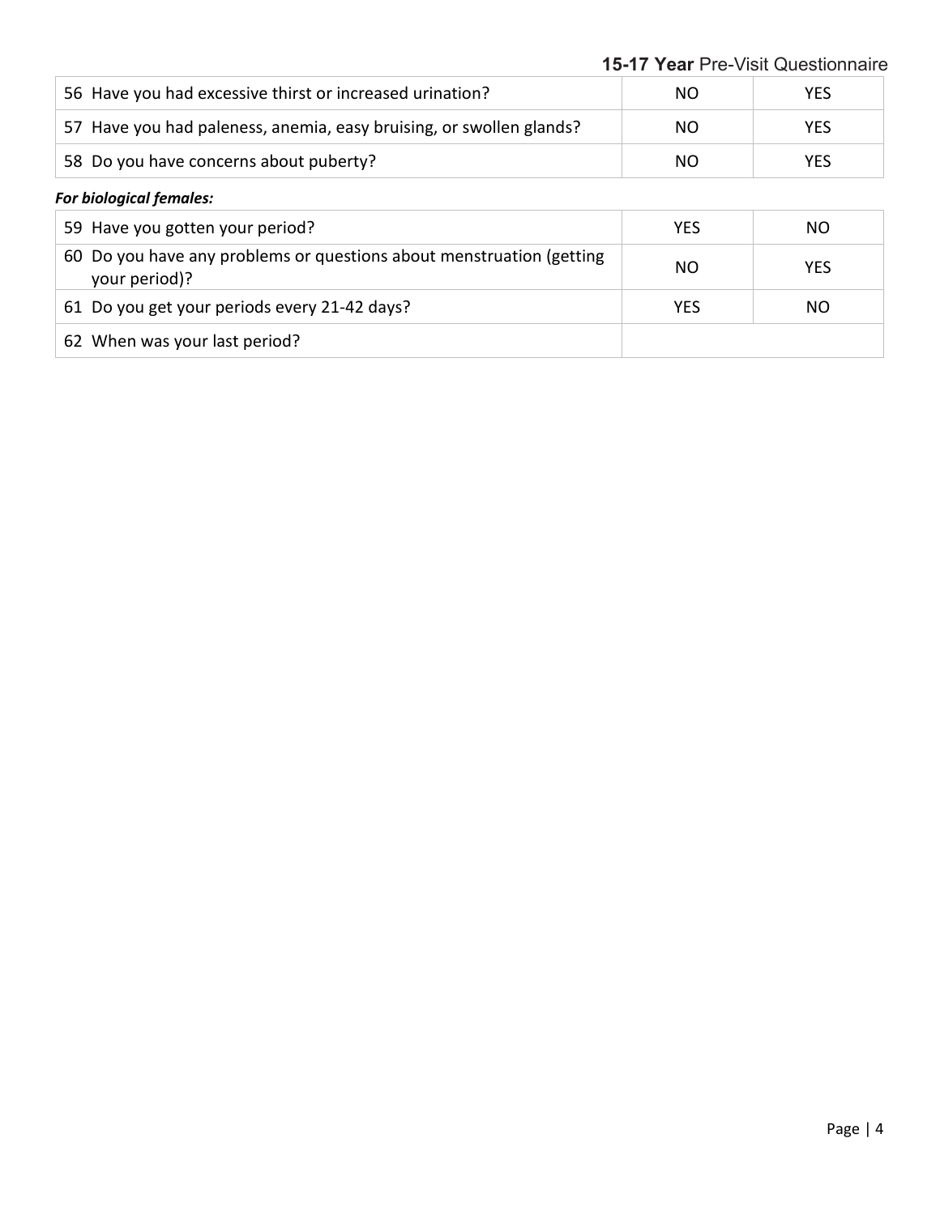| | | |
|---|---|---|
| 56 Have you had excessive thirst or increased urination? | NO | YES |
| 57 Have you had paleness, anemia, easy bruising, or swollen glands? | NO | YES |
| 58 Do you have concerns about puberty? | NO | YES |

***For biological females:***

| | | |
|---|---|---|
| 59 Have you gotten your period? | YES | NO |
| 60 Do you have any problems or questions about menstruation (getting your period)? | NO | YES |
| 61 Do you get your periods every 21-42 days? | YES | NO |
| 62 When was your last period? | | |